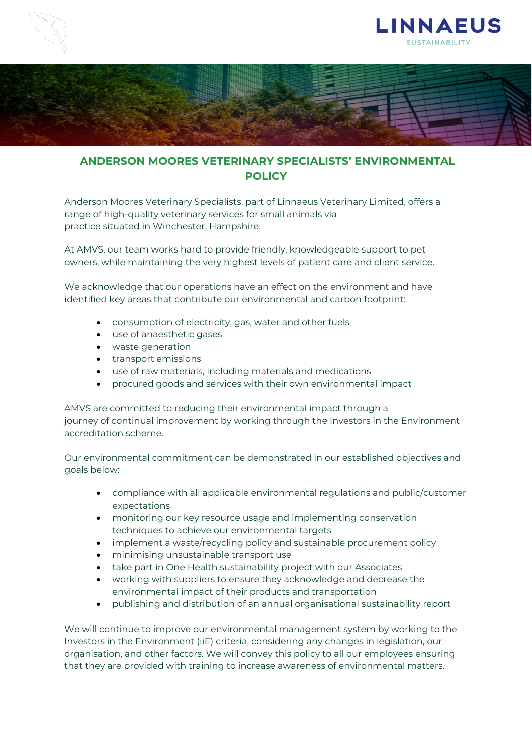# ANDERSON MOORES VETERINARY SPECIALISTS' ENVIRONMENTAL POLICY

Anderson Moores Veterinary Specialists, part of Linnaeus Veterinary Limited, offers a range of high-quality veterinary services for small animals via practice situated in Winchester, Hampshire.

At AMVS, our team works hard to provide friendly, knowledgeable support to pet owners, while maintaining the very highest levels of patient care and client service.

We acknowledge that our operations have an effect on the environment and have identified key areas that contribute our environmental and carbon footprint:

- consumption of electricity, gas, water and other fuels
- use of anaesthetic gases
- waste generation
- transport emissions
- use of raw materials, including materials and medications
- procured goods and services with their own environmental impact

AMVS are committed to reducing their environmental impact through a journey of continual improvement by working through the Investors in the Environment accreditation scheme.

Our environmental commitment can be demonstrated in our established objectives and goals below:

- compliance with all applicable environmental regulations and public/customer expectations
- monitoring our key resource usage and implementing conservation techniques to achieve our environmental targets
- implement a waste/recycling policy and sustainable procurement policy
- minimising unsustainable transport use
- take part in One Health sustainability project with our Associates
- working with suppliers to ensure they acknowledge and decrease the environmental impact of their products and transportation
- publishing and distribution of an annual organisational sustainability report

We will continue to improve our environmental management system by working to the Investors in the Environment (iiE) criteria, considering any changes in legislation, our organisation, and other factors. We will convey this policy to all our employees ensuring that they are provided with training to increase awareness of environmental matters.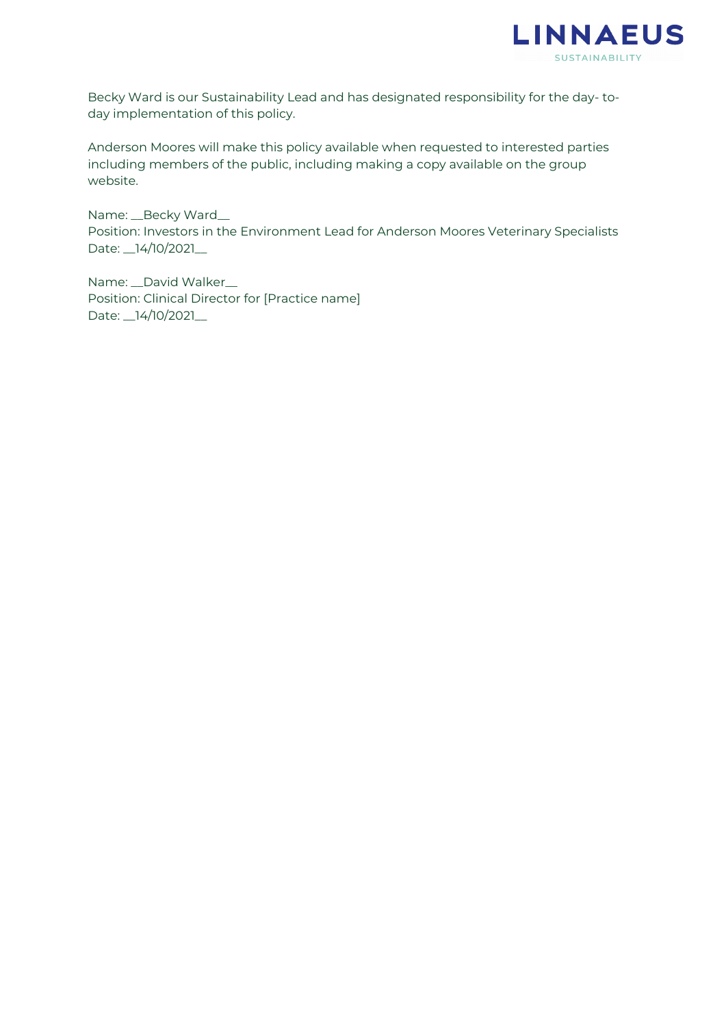Becky Ward is our Sustainability Lead and has designated responsibility for the day- to-day implementation of this policy.

Anderson Moores will make this policy available when requested to interested parties including members of the public, including making a copy available on the group website.

Name: __Becky Ward__
Position: Investors in the Environment Lead for Anderson Moores Veterinary Specialists
Date: __14/10/2021__

Name: __David Walker__
Position: Clinical Director for [Practice name]
Date: __14/10/2021__